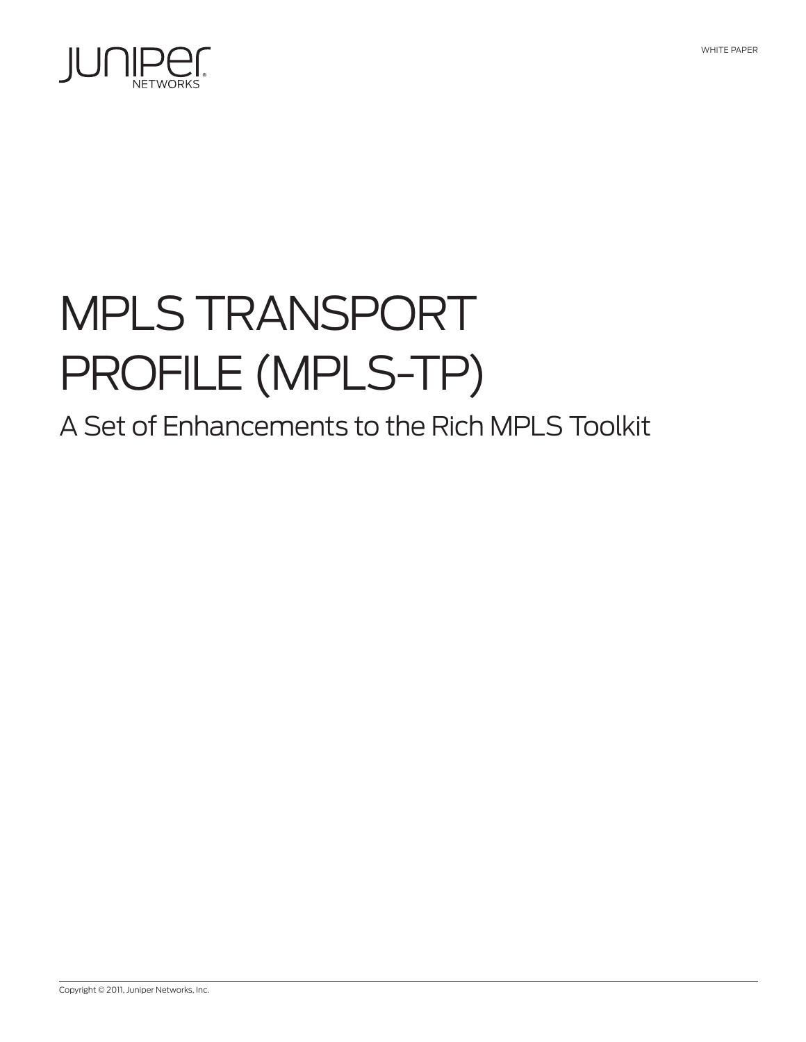WHITE PAPER

# MPLS TRANSPORT PROFILE (MPLS-TP)

## A Set of Enhancements to the Rich MPLS Toolkit

Copyright © 2011, Juniper Networks, Inc.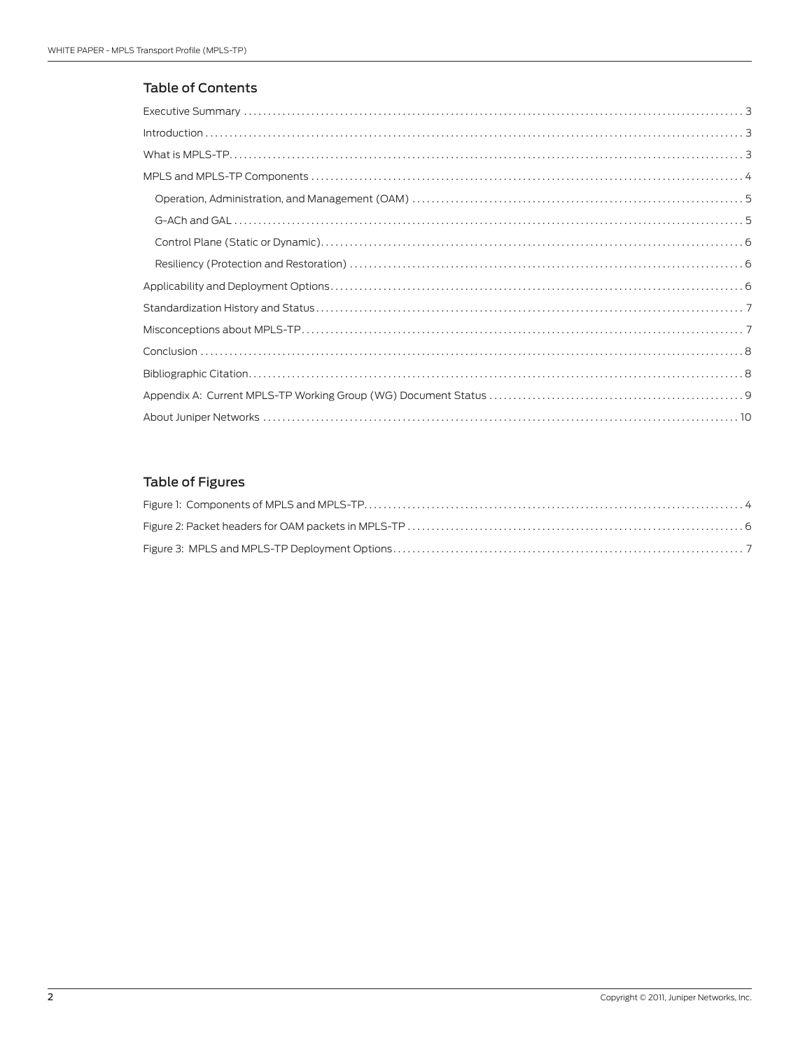## Table of Contents

Executive Summary . . . . . . . . . . . . . . . . . . . . . . . . . . . . . . . . . . . . . . . . . . . . . . . . . . . . . . . . . . . . . . . . . . . . . . . . . . . . . . . . . . . . . . . . . . . . . . 3

Introduction . . . . . . . . . . . . . . . . . . . . . . . . . . . . . . . . . . . . . . . . . . . . . . . . . . . . . . . . . . . . . . . . . . . . . . . . . . . . . . . . . . . . . . . . . . . . . . . . . . . 3

What is MPLS-TP. . . . . . . . . . . . . . . . . . . . . . . . . . . . . . . . . . . . . . . . . . . . . . . . . . . . . . . . . . . . . . . . . . . . . . . . . . . . . . . . . . . . . . . . . . . . . . . 3

MPLS and MPLS-TP Components . . . . . . . . . . . . . . . . . . . . . . . . . . . . . . . . . . . . . . . . . . . . . . . . . . . . . . . . . . . . . . . . . . . . . . . . . . . . 4

- Operation, Administration, and Management (OAM) . . . . . . . . . . . . . . . . . . . . . . . . . . . . . . . . . . . . . . . . . . . . . . . . . . . . . 5
- G-ACh and GAL . . . . . . . . . . . . . . . . . . . . . . . . . . . . . . . . . . . . . . . . . . . . . . . . . . . . . . . . . . . . . . . . . . . . . . . . . . . . . . . . . . . . . . . . . . . . . 5
- Control Plane (Static or Dynamic). . . . . . . . . . . . . . . . . . . . . . . . . . . . . . . . . . . . . . . . . . . . . . . . . . . . . . . . . . . . . . . . . . . . . . . . . . . 6
- Resiliency (Protection and Restoration) . . . . . . . . . . . . . . . . . . . . . . . . . . . . . . . . . . . . . . . . . . . . . . . . . . . . . . . . . . . . . . . . . . . . 6

Applicability and Deployment Options. . . . . . . . . . . . . . . . . . . . . . . . . . . . . . . . . . . . . . . . . . . . . . . . . . . . . . . . . . . . . . . . . . . . . . . . 6

Standardization History and Status. . . . . . . . . . . . . . . . . . . . . . . . . . . . . . . . . . . . . . . . . . . . . . . . . . . . . . . . . . . . . . . . . . . . . . . . . . . 7

Misconceptions about MPLS-TP. . . . . . . . . . . . . . . . . . . . . . . . . . . . . . . . . . . . . . . . . . . . . . . . . . . . . . . . . . . . . . . . . . . . . . . . . . . . . . 7

Conclusion . . . . . . . . . . . . . . . . . . . . . . . . . . . . . . . . . . . . . . . . . . . . . . . . . . . . . . . . . . . . . . . . . . . . . . . . . . . . . . . . . . . . . . . . . . . . . . . . . . . . . . 8

Bibliographic Citation. . . . . . . . . . . . . . . . . . . . . . . . . . . . . . . . . . . . . . . . . . . . . . . . . . . . . . . . . . . . . . . . . . . . . . . . . . . . . . . . . . . . . . . . . . 8

Appendix A: Current MPLS-TP Working Group (WG) Document Status . . . . . . . . . . . . . . . . . . . . . . . . . . . . . . . . . . . . . . . . . . . . . . . . 9

About Juniper Networks . . . . . . . . . . . . . . . . . . . . . . . . . . . . . . . . . . . . . . . . . . . . . . . . . . . . . . . . . . . . . . . . . . . . . . . . . . . . . . . . . . . . . . . . 10

## Table of Figures

Figure 1: Components of MPLS and MPLS-TP. . . . . . . . . . . . . . . . . . . . . . . . . . . . . . . . . . . . . . . . . . . . . . . . . . . . . . . . . . . . . . . . . . . 4

Figure 2: Packet headers for OAM packets in MPLS-TP . . . . . . . . . . . . . . . . . . . . . . . . . . . . . . . . . . . . . . . . . . . . . . . . . . . . . . . . . . . 6

Figure 3: MPLS and MPLS-TP Deployment Options. . . . . . . . . . . . . . . . . . . . . . . . . . . . . . . . . . . . . . . . . . . . . . . . . . . . . . . . . . . . . 7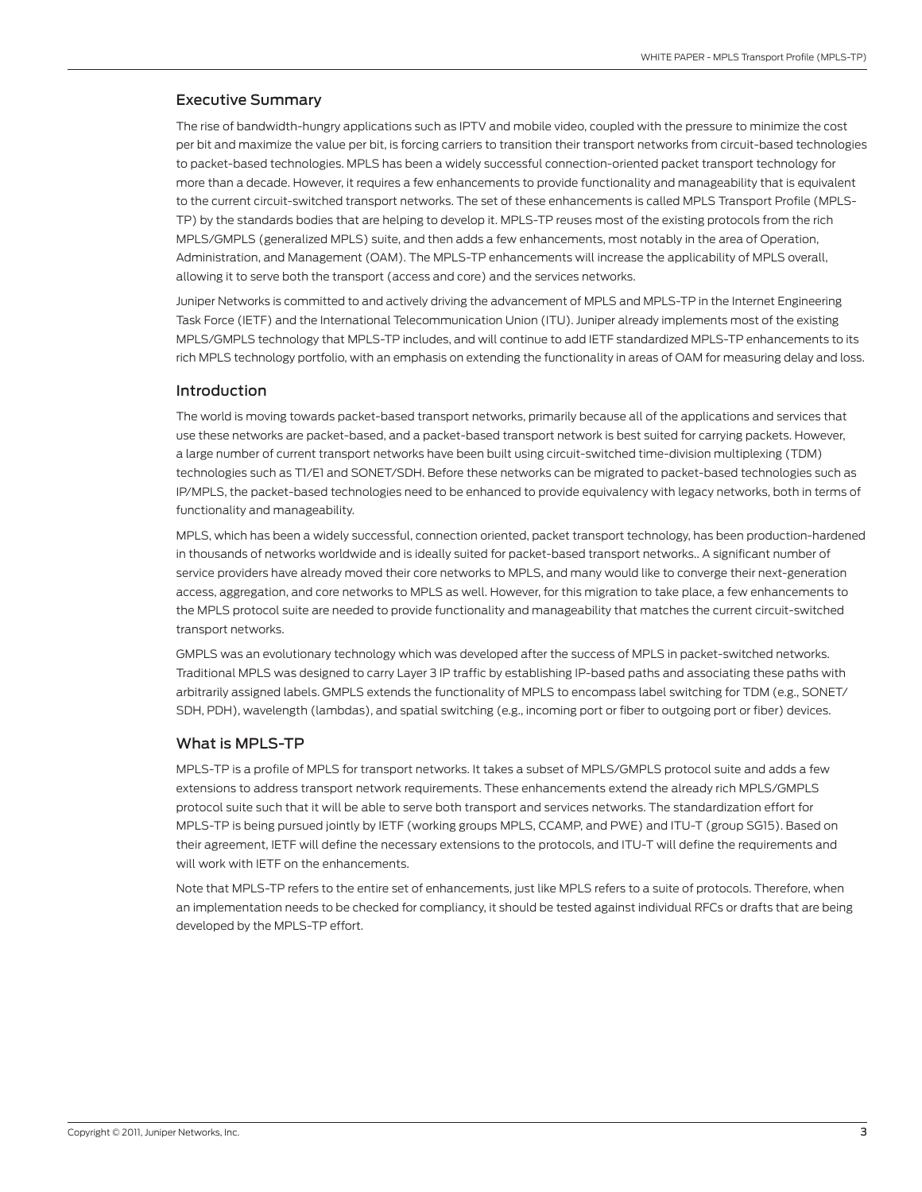## Executive Summary

The rise of bandwidth-hungry applications such as IPTV and mobile video, coupled with the pressure to minimize the cost per bit and maximize the value per bit, is forcing carriers to transition their transport networks from circuit-based technologies to packet-based technologies. MPLS has been a widely successful connection-oriented packet transport technology for more than a decade. However, it requires a few enhancements to provide functionality and manageability that is equivalent to the current circuit-switched transport networks. The set of these enhancements is called MPLS Transport Profile (MPLS-TP) by the standards bodies that are helping to develop it. MPLS-TP reuses most of the existing protocols from the rich MPLS/GMPLS (generalized MPLS) suite, and then adds a few enhancements, most notably in the area of Operation, Administration, and Management (OAM). The MPLS-TP enhancements will increase the applicability of MPLS overall, allowing it to serve both the transport (access and core) and the services networks.

Juniper Networks is committed to and actively driving the advancement of MPLS and MPLS-TP in the Internet Engineering Task Force (IETF) and the International Telecommunication Union (ITU). Juniper already implements most of the existing MPLS/GMPLS technology that MPLS-TP includes, and will continue to add IETF standardized MPLS-TP enhancements to its rich MPLS technology portfolio, with an emphasis on extending the functionality in areas of OAM for measuring delay and loss.

## Introduction

The world is moving towards packet-based transport networks, primarily because all of the applications and services that use these networks are packet-based, and a packet-based transport network is best suited for carrying packets. However, a large number of current transport networks have been built using circuit-switched time-division multiplexing (TDM) technologies such as T1/E1 and SONET/SDH. Before these networks can be migrated to packet-based technologies such as IP/MPLS, the packet-based technologies need to be enhanced to provide equivalency with legacy networks, both in terms of functionality and manageability.

MPLS, which has been a widely successful, connection oriented, packet transport technology, has been production-hardened in thousands of networks worldwide and is ideally suited for packet-based transport networks.. A significant number of service providers have already moved their core networks to MPLS, and many would like to converge their next-generation access, aggregation, and core networks to MPLS as well. However, for this migration to take place, a few enhancements to the MPLS protocol suite are needed to provide functionality and manageability that matches the current circuit-switched transport networks.

GMPLS was an evolutionary technology which was developed after the success of MPLS in packet-switched networks. Traditional MPLS was designed to carry Layer 3 IP traffic by establishing IP-based paths and associating these paths with arbitrarily assigned labels. GMPLS extends the functionality of MPLS to encompass label switching for TDM (e.g., SONET/SDH, PDH), wavelength (lambdas), and spatial switching (e.g., incoming port or fiber to outgoing port or fiber) devices.

## What is MPLS-TP

MPLS-TP is a profile of MPLS for transport networks. It takes a subset of MPLS/GMPLS protocol suite and adds a few extensions to address transport network requirements. These enhancements extend the already rich MPLS/GMPLS protocol suite such that it will be able to serve both transport and services networks. The standardization effort for MPLS-TP is being pursued jointly by IETF (working groups MPLS, CCAMP, and PWE) and ITU-T (group SG15). Based on their agreement, IETF will define the necessary extensions to the protocols, and ITU-T will define the requirements and will work with IETF on the enhancements.

Note that MPLS-TP refers to the entire set of enhancements, just like MPLS refers to a suite of protocols. Therefore, when an implementation needs to be checked for compliancy, it should be tested against individual RFCs or drafts that are being developed by the MPLS-TP effort.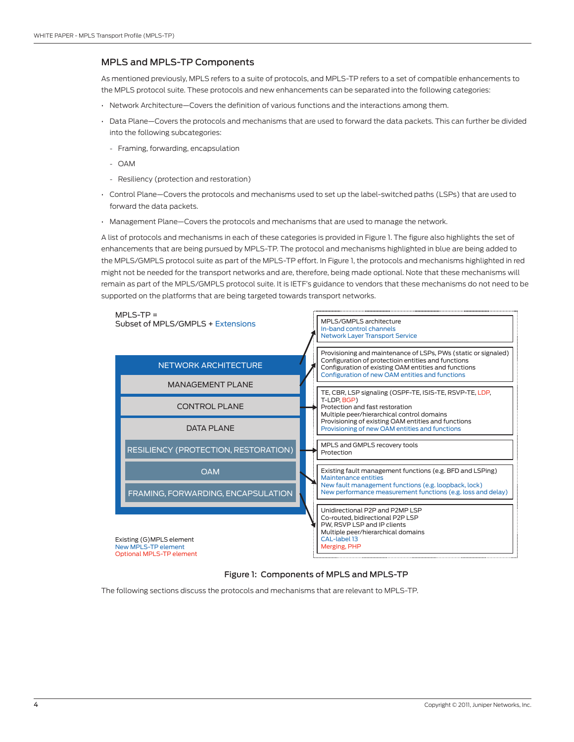## MPLS and MPLS-TP Components

As mentioned previously, MPLS refers to a suite of protocols, and MPLS-TP refers to a set of compatible enhancements to the MPLS protocol suite. These protocols and new enhancements can be separated into the following categories:

- Network Architecture—Covers the definition of various functions and the interactions among them.
- Data Plane—Covers the protocols and mechanisms that are used to forward the data packets. This can further be divided into the following subcategories:
  - Framing, forwarding, encapsulation
  - OAM
  - Resiliency (protection and restoration)
- Control Plane—Covers the protocols and mechanisms used to set up the label-switched paths (LSPs) that are used to forward the data packets.
- Management Plane—Covers the protocols and mechanisms that are used to manage the network.

A list of protocols and mechanisms in each of these categories is provided in Figure 1. The figure also highlights the set of enhancements that are being pursued by MPLS-TP. The protocol and mechanisms highlighted in blue are being added to the MPLS/GMPLS protocol suite as part of the MPLS-TP effort. In Figure 1, the protocols and mechanisms highlighted in red might not be needed for the transport networks and are, therefore, being made optional. Note that these mechanisms will remain as part of the MPLS/GMPLS protocol suite. It is IETF's guidance to vendors that these mechanisms do not need to be supported on the platforms that are being targeted towards transport networks.

MPLS-TP =
Subset of MPLS/GMPLS + Extensions

| Component | Elements |
|---|---|
| NETWORK ARCHITECTURE | MPLS/GMPLS architecture; In-band control channels (new); Network Layer Transport Service (new) |
| MANAGEMENT PLANE | Provisioning and maintenance of LSPs, PWs (static or signaled); Configuration of protectioin entities and functions; Configuration of existing OAM entities and functions; Configuration of new OAM entities and functions (new) |
| CONTROL PLANE | TE, CBR, LSP signaling (OSPF-TE, ISIS-TE, RSVP-TE, LDP (optional), T-LDP, BGP (optional)); Protection and fast restoration; Multiple peer/hierarchical control domains; Provisioning of existing OAM entities and functions; Provisioning of new OAM entities and functions (new) |
| DATA PLANE – RESILIENCY (PROTECTION, RESTORATION) | MPLS and GMPLS recovery tools; Protection |
| DATA PLANE – OAM | Existing fault management functions (e.g. BFD and LSPing); Maintenance entities (new); New fault management functions (e.g. loopback, lock) (new); New performance measurement functions (e.g. loss and delay) (new) |
| DATA PLANE – FRAMING, FORWARDING, ENCAPSULATION | Unidirectional P2P and P2MP LSP; Co-routed, bidirectional P2P LSP; PW, RSVP LSP and IP clients; Multiple peer/hierarchical domains; CAL-label 13 (new); Merging, PHP (optional) |

Existing (G)MPLS element
New MPLS-TP element
Optional MPLS-TP element

Figure 1: Components of MPLS and MPLS-TP

The following sections discuss the protocols and mechanisms that are relevant to MPLS-TP.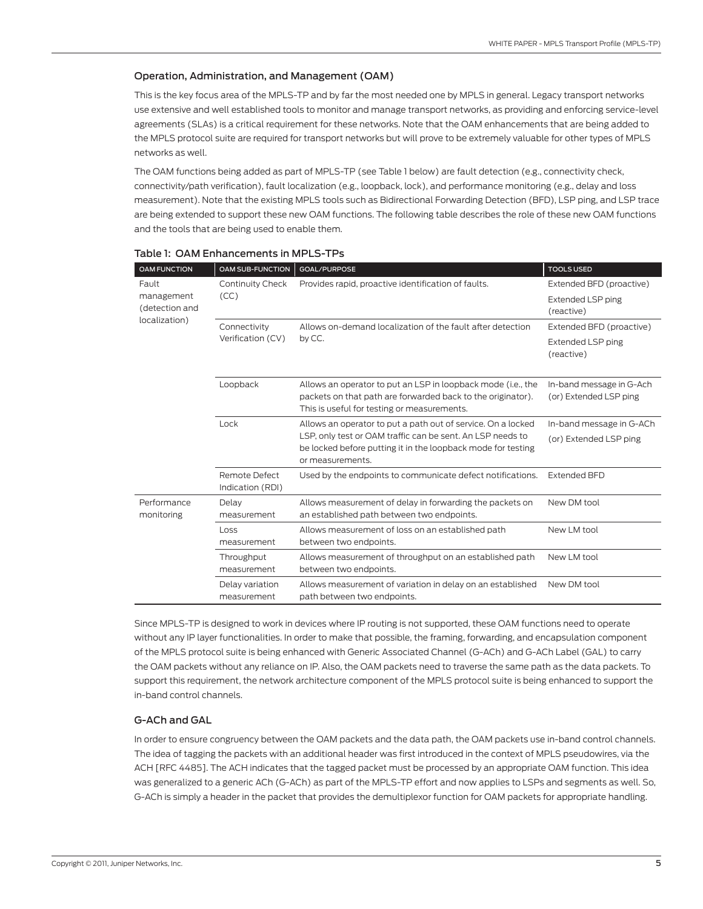### Operation, Administration, and Management (OAM)

This is the key focus area of the MPLS-TP and by far the most needed one by MPLS in general. Legacy transport networks use extensive and well established tools to monitor and manage transport networks, as providing and enforcing service-level agreements (SLAs) is a critical requirement for these networks. Note that the OAM enhancements that are being added to the MPLS protocol suite are required for transport networks but will prove to be extremely valuable for other types of MPLS networks as well.

The OAM functions being added as part of MPLS-TP (see Table 1 below) are fault detection (e.g., connectivity check, connectivity/path verification), fault localization (e.g., loopback, lock), and performance monitoring (e.g., delay and loss measurement). Note that the existing MPLS tools such as Bidirectional Forwarding Detection (BFD), LSP ping, and LSP trace are being extended to support these new OAM functions. The following table describes the role of these new OAM functions and the tools that are being used to enable them.

**Table 1: OAM Enhancements in MPLS-TPs**

| OAM FUNCTION | OAM SUB-FUNCTION | GOAL/PURPOSE | TOOLS USED |
|---|---|---|---|
| Fault management (detection and localization) | Continuity Check (CC) | Provides rapid, proactive identification of faults. | Extended BFD (proactive)<br>Extended LSP ping (reactive) |
| | Connectivity Verification (CV) | Allows on-demand localization of the fault after detection by CC. | Extended BFD (proactive)<br>Extended LSP ping (reactive) |
| | Loopback | Allows an operator to put an LSP in loopback mode (i.e., the packets on that path are forwarded back to the originator). This is useful for testing or measurements. | In-band message in G-Ach (or) Extended LSP ping |
| | Lock | Allows an operator to put a path out of service. On a locked LSP, only test or OAM traffic can be sent. An LSP needs to be locked before putting it in the loopback mode for testing or measurements. | In-band message in G-ACh<br>(or) Extended LSP ping |
| | Remote Defect Indication (RDI) | Used by the endpoints to communicate defect notifications. | Extended BFD |
| Performance monitoring | Delay measurement | Allows measurement of delay in forwarding the packets on an established path between two endpoints. | New DM tool |
| | Loss measurement | Allows measurement of loss on an established path between two endpoints. | New LM tool |
| | Throughput measurement | Allows measurement of throughput on an established path between two endpoints. | New LM tool |
| | Delay variation measurement | Allows measurement of variation in delay on an established path between two endpoints. | New DM tool |

Since MPLS-TP is designed to work in devices where IP routing is not supported, these OAM functions need to operate without any IP layer functionalities. In order to make that possible, the framing, forwarding, and encapsulation component of the MPLS protocol suite is being enhanced with Generic Associated Channel (G-ACh) and G-ACh Label (GAL) to carry the OAM packets without any reliance on IP. Also, the OAM packets need to traverse the same path as the data packets. To support this requirement, the network architecture component of the MPLS protocol suite is being enhanced to support the in-band control channels.

### G-ACh and GAL

In order to ensure congruency between the OAM packets and the data path, the OAM packets use in-band control channels. The idea of tagging the packets with an additional header was first introduced in the context of MPLS pseudowires, via the ACH [RFC 4485]. The ACH indicates that the tagged packet must be processed by an appropriate OAM function. This idea was generalized to a generic ACh (G-ACh) as part of the MPLS-TP effort and now applies to LSPs and segments as well. So, G-ACh is simply a header in the packet that provides the demultiplexor function for OAM packets for appropriate handling.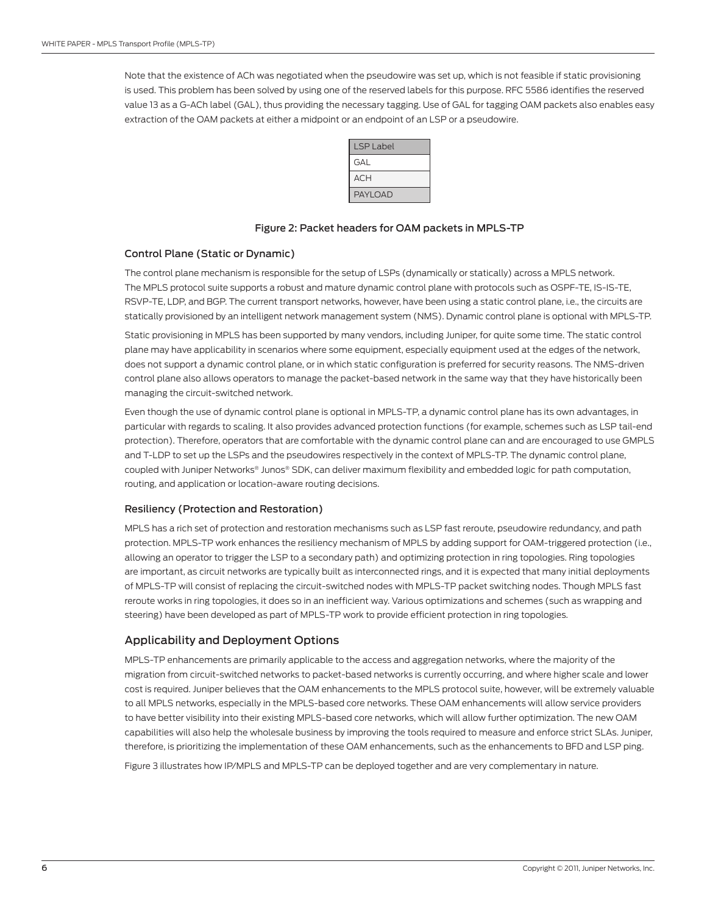Note that the existence of ACh was negotiated when the pseudowire was set up, which is not feasible if static provisioning is used. This problem has been solved by using one of the reserved labels for this purpose. RFC 5586 identifies the reserved value 13 as a G-ACh label (GAL), thus providing the necessary tagging. Use of GAL for tagging OAM packets also enables easy extraction of the OAM packets at either a midpoint or an endpoint of an LSP or a pseudowire.

| LSP Label |
|---|
| GAL |
| ACH |
| PAYLOAD |

Figure 2: Packet headers for OAM packets in MPLS-TP

### Control Plane (Static or Dynamic)

The control plane mechanism is responsible for the setup of LSPs (dynamically or statically) across a MPLS network. The MPLS protocol suite supports a robust and mature dynamic control plane with protocols such as OSPF-TE, IS-IS-TE, RSVP-TE, LDP, and BGP. The current transport networks, however, have been using a static control plane, i.e., the circuits are statically provisioned by an intelligent network management system (NMS). Dynamic control plane is optional with MPLS-TP.

Static provisioning in MPLS has been supported by many vendors, including Juniper, for quite some time. The static control plane may have applicability in scenarios where some equipment, especially equipment used at the edges of the network, does not support a dynamic control plane, or in which static configuration is preferred for security reasons. The NMS-driven control plane also allows operators to manage the packet-based network in the same way that they have historically been managing the circuit-switched network.

Even though the use of dynamic control plane is optional in MPLS-TP, a dynamic control plane has its own advantages, in particular with regards to scaling. It also provides advanced protection functions (for example, schemes such as LSP tail-end protection). Therefore, operators that are comfortable with the dynamic control plane can and are encouraged to use GMPLS and T-LDP to set up the LSPs and the pseudowires respectively in the context of MPLS-TP. The dynamic control plane, coupled with Juniper Networks® Junos® SDK, can deliver maximum flexibility and embedded logic for path computation, routing, and application or location-aware routing decisions.

### Resiliency (Protection and Restoration)

MPLS has a rich set of protection and restoration mechanisms such as LSP fast reroute, pseudowire redundancy, and path protection. MPLS-TP work enhances the resiliency mechanism of MPLS by adding support for OAM-triggered protection (i.e., allowing an operator to trigger the LSP to a secondary path) and optimizing protection in ring topologies. Ring topologies are important, as circuit networks are typically built as interconnected rings, and it is expected that many initial deployments of MPLS-TP will consist of replacing the circuit-switched nodes with MPLS-TP packet switching nodes. Though MPLS fast reroute works in ring topologies, it does so in an inefficient way. Various optimizations and schemes (such as wrapping and steering) have been developed as part of MPLS-TP work to provide efficient protection in ring topologies.

## Applicability and Deployment Options

MPLS-TP enhancements are primarily applicable to the access and aggregation networks, where the majority of the migration from circuit-switched networks to packet-based networks is currently occurring, and where higher scale and lower cost is required. Juniper believes that the OAM enhancements to the MPLS protocol suite, however, will be extremely valuable to all MPLS networks, especially in the MPLS-based core networks. These OAM enhancements will allow service providers to have better visibility into their existing MPLS-based core networks, which will allow further optimization. The new OAM capabilities will also help the wholesale business by improving the tools required to measure and enforce strict SLAs. Juniper, therefore, is prioritizing the implementation of these OAM enhancements, such as the enhancements to BFD and LSP ping.

Figure 3 illustrates how IP/MPLS and MPLS-TP can be deployed together and are very complementary in nature.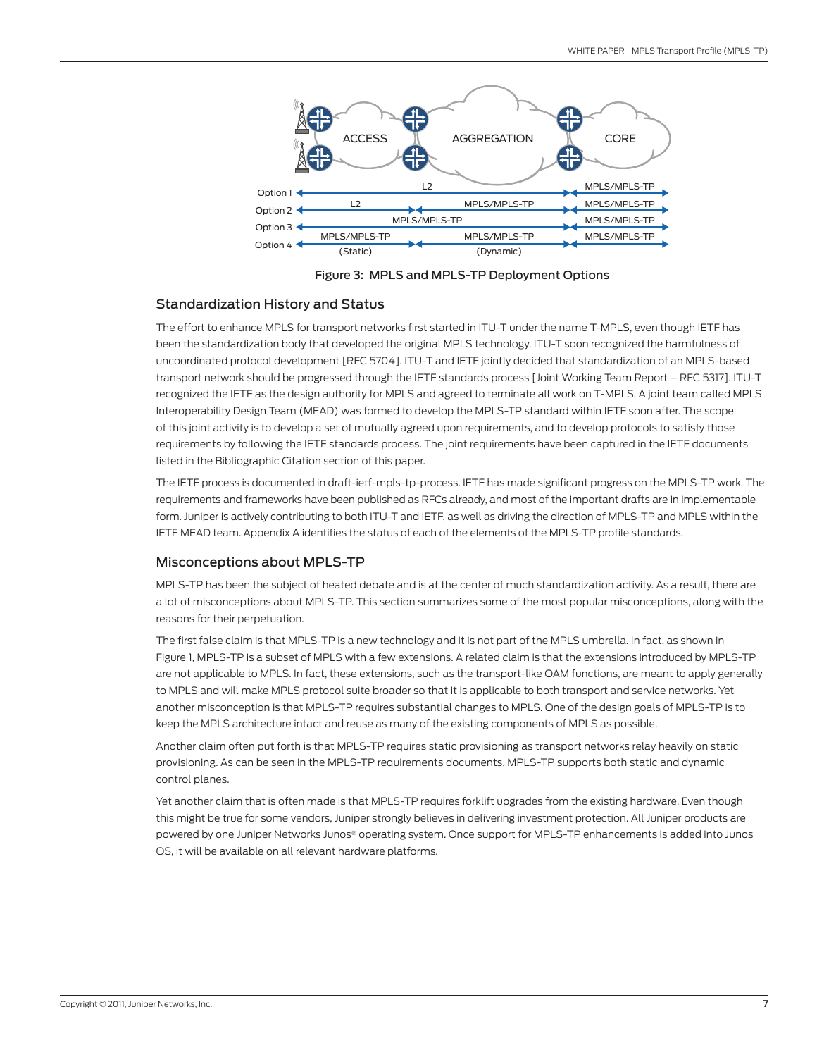Figure 3: MPLS and MPLS-TP Deployment Options

## Standardization History and Status

The effort to enhance MPLS for transport networks first started in ITU-T under the name T-MPLS, even though IETF has been the standardization body that developed the original MPLS technology. ITU-T soon recognized the harmfulness of uncoordinated protocol development [RFC 5704]. ITU-T and IETF jointly decided that standardization of an MPLS-based transport network should be progressed through the IETF standards process [Joint Working Team Report – RFC 5317]. ITU-T recognized the IETF as the design authority for MPLS and agreed to terminate all work on T-MPLS. A joint team called MPLS Interoperability Design Team (MEAD) was formed to develop the MPLS-TP standard within IETF soon after. The scope of this joint activity is to develop a set of mutually agreed upon requirements, and to develop protocols to satisfy those requirements by following the IETF standards process. The joint requirements have been captured in the IETF documents listed in the Bibliographic Citation section of this paper.

The IETF process is documented in draft-ietf-mpls-tp-process. IETF has made significant progress on the MPLS-TP work. The requirements and frameworks have been published as RFCs already, and most of the important drafts are in implementable form. Juniper is actively contributing to both ITU-T and IETF, as well as driving the direction of MPLS-TP and MPLS within the IETF MEAD team. Appendix A identifies the status of each of the elements of the MPLS-TP profile standards.

## Misconceptions about MPLS-TP

MPLS-TP has been the subject of heated debate and is at the center of much standardization activity. As a result, there are a lot of misconceptions about MPLS-TP. This section summarizes some of the most popular misconceptions, along with the reasons for their perpetuation.

The first false claim is that MPLS-TP is a new technology and it is not part of the MPLS umbrella. In fact, as shown in Figure 1, MPLS-TP is a subset of MPLS with a few extensions. A related claim is that the extensions introduced by MPLS-TP are not applicable to MPLS. In fact, these extensions, such as the transport-like OAM functions, are meant to apply generally to MPLS and will make MPLS protocol suite broader so that it is applicable to both transport and service networks. Yet another misconception is that MPLS-TP requires substantial changes to MPLS. One of the design goals of MPLS-TP is to keep the MPLS architecture intact and reuse as many of the existing components of MPLS as possible.

Another claim often put forth is that MPLS-TP requires static provisioning as transport networks relay heavily on static provisioning. As can be seen in the MPLS-TP requirements documents, MPLS-TP supports both static and dynamic control planes.

Yet another claim that is often made is that MPLS-TP requires forklift upgrades from the existing hardware. Even though this might be true for some vendors, Juniper strongly believes in delivering investment protection. All Juniper products are powered by one Juniper Networks Junos® operating system. Once support for MPLS-TP enhancements is added into Junos OS, it will be available on all relevant hardware platforms.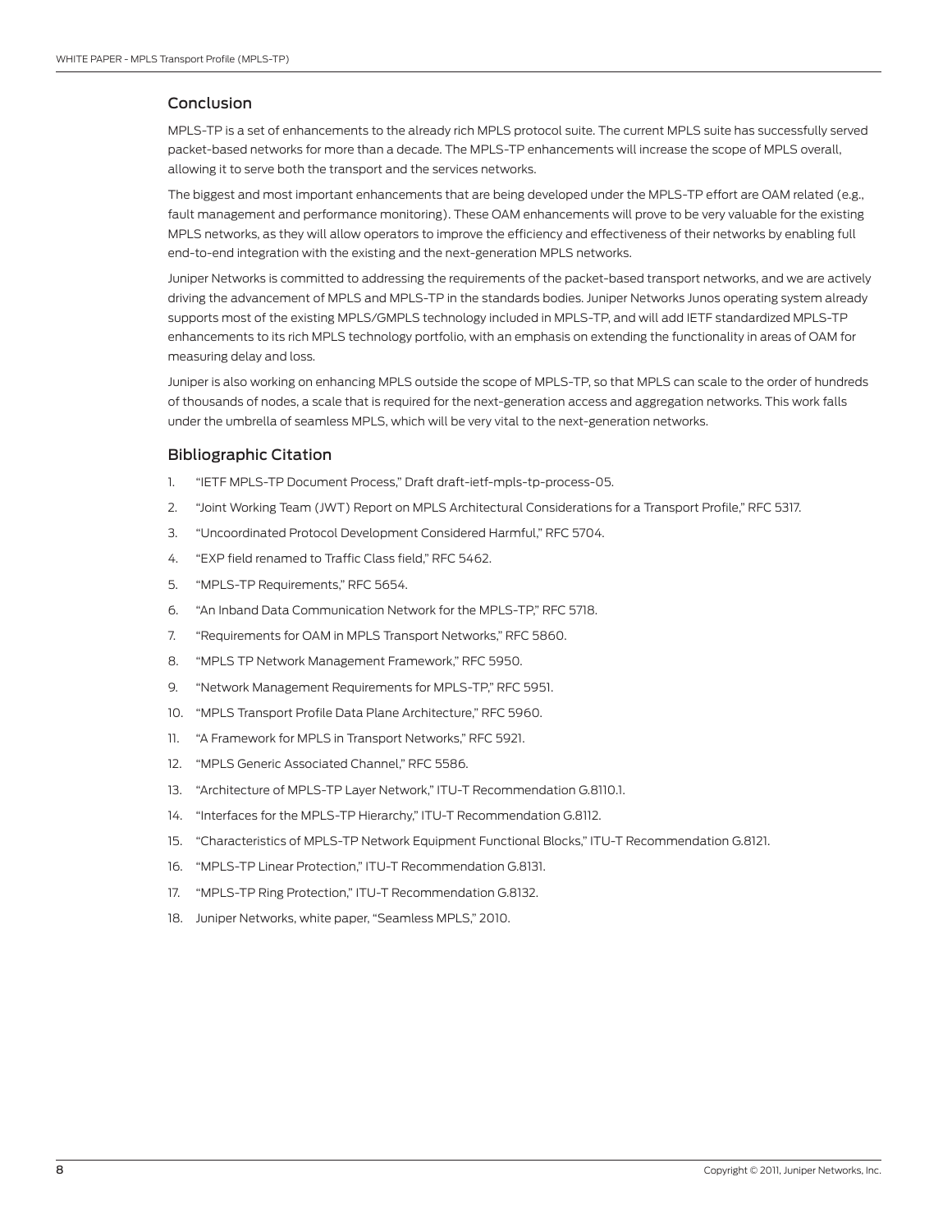## Conclusion

MPLS-TP is a set of enhancements to the already rich MPLS protocol suite. The current MPLS suite has successfully served packet-based networks for more than a decade. The MPLS-TP enhancements will increase the scope of MPLS overall, allowing it to serve both the transport and the services networks.

The biggest and most important enhancements that are being developed under the MPLS-TP effort are OAM related (e.g., fault management and performance monitoring). These OAM enhancements will prove to be very valuable for the existing MPLS networks, as they will allow operators to improve the efficiency and effectiveness of their networks by enabling full end-to-end integration with the existing and the next-generation MPLS networks.

Juniper Networks is committed to addressing the requirements of the packet-based transport networks, and we are actively driving the advancement of MPLS and MPLS-TP in the standards bodies. Juniper Networks Junos operating system already supports most of the existing MPLS/GMPLS technology included in MPLS-TP, and will add IETF standardized MPLS-TP enhancements to its rich MPLS technology portfolio, with an emphasis on extending the functionality in areas of OAM for measuring delay and loss.

Juniper is also working on enhancing MPLS outside the scope of MPLS-TP, so that MPLS can scale to the order of hundreds of thousands of nodes, a scale that is required for the next-generation access and aggregation networks. This work falls under the umbrella of seamless MPLS, which will be very vital to the next-generation networks.

## Bibliographic Citation

1. "IETF MPLS-TP Document Process," Draft draft-ietf-mpls-tp-process-05.
2. "Joint Working Team (JWT) Report on MPLS Architectural Considerations for a Transport Profile," RFC 5317.
3. "Uncoordinated Protocol Development Considered Harmful," RFC 5704.
4. "EXP field renamed to Traffic Class field," RFC 5462.
5. "MPLS-TP Requirements," RFC 5654.
6. "An Inband Data Communication Network for the MPLS-TP," RFC 5718.
7. "Requirements for OAM in MPLS Transport Networks," RFC 5860.
8. "MPLS TP Network Management Framework," RFC 5950.
9. "Network Management Requirements for MPLS-TP," RFC 5951.
10. "MPLS Transport Profile Data Plane Architecture," RFC 5960.
11. "A Framework for MPLS in Transport Networks," RFC 5921.
12. "MPLS Generic Associated Channel," RFC 5586.
13. "Architecture of MPLS-TP Layer Network," ITU-T Recommendation G.8110.1.
14. "Interfaces for the MPLS-TP Hierarchy," ITU-T Recommendation G.8112.
15. "Characteristics of MPLS-TP Network Equipment Functional Blocks," ITU-T Recommendation G.8121.
16. "MPLS-TP Linear Protection," ITU-T Recommendation G.8131.
17. "MPLS-TP Ring Protection," ITU-T Recommendation G.8132.
18. Juniper Networks, white paper, "Seamless MPLS," 2010.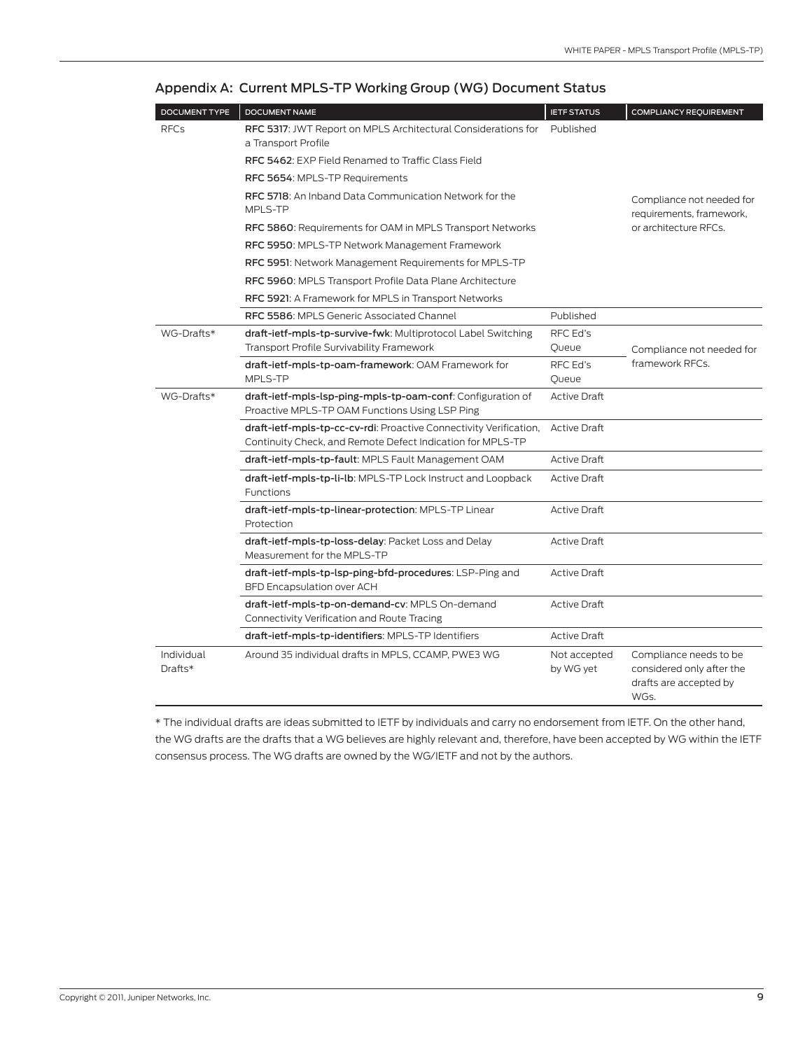## Appendix A: Current MPLS-TP Working Group (WG) Document Status

| DOCUMENT TYPE | DOCUMENT NAME | IETF STATUS | COMPLIANCY REQUIREMENT |
|---|---|---|---|
| RFCs | **RFC 5317**: JWT Report on MPLS Architectural Considerations for a Transport Profile | Published | Compliance not needed for requirements, framework, or architecture RFCs. |
| | **RFC 5462**: EXP Field Renamed to Traffic Class Field | | |
| | **RFC 5654**: MPLS-TP Requirements | | |
| | **RFC 5718**: An Inband Data Communication Network for the MPLS-TP | | |
| | **RFC 5860**: Requirements for OAM in MPLS Transport Networks | | |
| | **RFC 5950**: MPLS-TP Network Management Framework | | |
| | **RFC 5951**: Network Management Requirements for MPLS-TP | | |
| | **RFC 5960**: MPLS Transport Profile Data Plane Architecture | | |
| | **RFC 5921**: A Framework for MPLS in Transport Networks | | |
| | **RFC 5586**: MPLS Generic Associated Channel | Published | |
| WG-Drafts* | **draft-ietf-mpls-tp-survive-fwk**: Multiprotocol Label Switching Transport Profile Survivability Framework | RFC Ed's Queue | Compliance not needed for framework RFCs. |
| | **draft-ietf-mpls-tp-oam-framework**: OAM Framework for MPLS-TP | RFC Ed's Queue | |
| WG-Drafts* | **draft-ietf-mpls-lsp-ping-mpls-tp-oam-conf**: Configuration of Proactive MPLS-TP OAM Functions Using LSP Ping | Active Draft | |
| | **draft-ietf-mpls-tp-cc-cv-rdi**: Proactive Connectivity Verification, Continuity Check, and Remote Defect Indication for MPLS-TP | Active Draft | |
| | **draft-ietf-mpls-tp-fault**: MPLS Fault Management OAM | Active Draft | |
| | **draft-ietf-mpls-tp-li-lb**: MPLS-TP Lock Instruct and Loopback Functions | Active Draft | |
| | **draft-ietf-mpls-tp-linear-protection**: MPLS-TP Linear Protection | Active Draft | |
| | **draft-ietf-mpls-tp-loss-delay**: Packet Loss and Delay Measurement for the MPLS-TP | Active Draft | |
| | **draft-ietf-mpls-tp-lsp-ping-bfd-procedures**: LSP-Ping and BFD Encapsulation over ACH | Active Draft | |
| | **draft-ietf-mpls-tp-on-demand-cv**: MPLS On-demand Connectivity Verification and Route Tracing | Active Draft | |
| | **draft-ietf-mpls-tp-identifiers**: MPLS-TP Identifiers | Active Draft | |
| Individual Drafts* | Around 35 individual drafts in MPLS, CCAMP, PWE3 WG | Not accepted by WG yet | Compliance needs to be considered only after the drafts are accepted by WGs. |

* The individual drafts are ideas submitted to IETF by individuals and carry no endorsement from IETF. On the other hand, the WG drafts are the drafts that a WG believes are highly relevant and, therefore, have been accepted by WG within the IETF consensus process. The WG drafts are owned by the WG/IETF and not by the authors.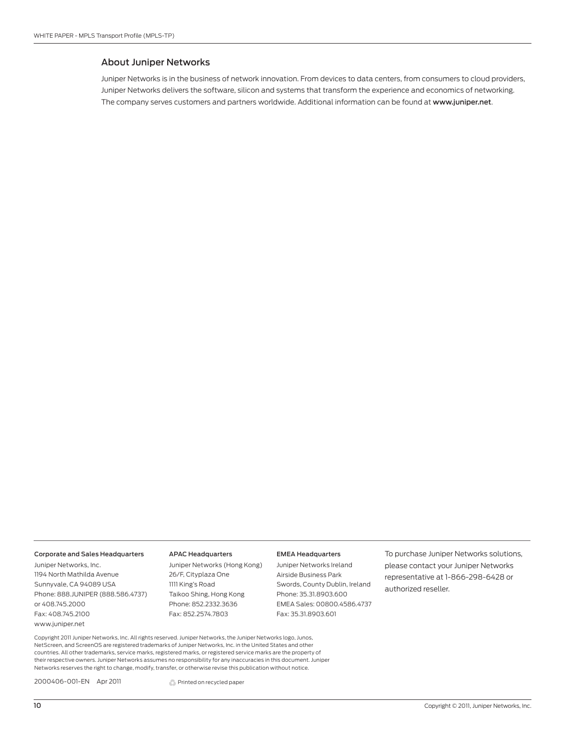## About Juniper Networks

Juniper Networks is in the business of network innovation. From devices to data centers, from consumers to cloud providers, Juniper Networks delivers the software, silicon and systems that transform the experience and economics of networking. The company serves customers and partners worldwide. Additional information can be found at **www.juniper.net**.

**Corporate and Sales Headquarters**
Juniper Networks, Inc.
1194 North Mathilda Avenue
Sunnyvale, CA 94089 USA
Phone: 888.JUNIPER (888.586.4737)
or 408.745.2000
Fax: 408.745.2100
www.juniper.net

**APAC Headquarters**
Juniper Networks (Hong Kong)
26/F, Cityplaza One
1111 King's Road
Taikoo Shing, Hong Kong
Phone: 852.2332.3636
Fax: 852.2574.7803

**EMEA Headquarters**
Juniper Networks Ireland
Airside Business Park
Swords, County Dublin, Ireland
Phone: 35.31.8903.600
EMEA Sales: 00800.4586.4737
Fax: 35.31.8903.601

To purchase Juniper Networks solutions, please contact your Juniper Networks representative at 1-866-298-6428 or authorized reseller.

Copyright 2011 Juniper Networks, Inc. All rights reserved. Juniper Networks, the Juniper Networks logo, Junos, NetScreen, and ScreenOS are registered trademarks of Juniper Networks, Inc. in the United States and other countries. All other trademarks, service marks, registered marks, or registered service marks are the property of their respective owners. Juniper Networks assumes no responsibility for any inaccuracies in this document. Juniper Networks reserves the right to change, modify, transfer, or otherwise revise this publication without notice.

2000406-001-EN Apr 2011

Printed on recycled paper